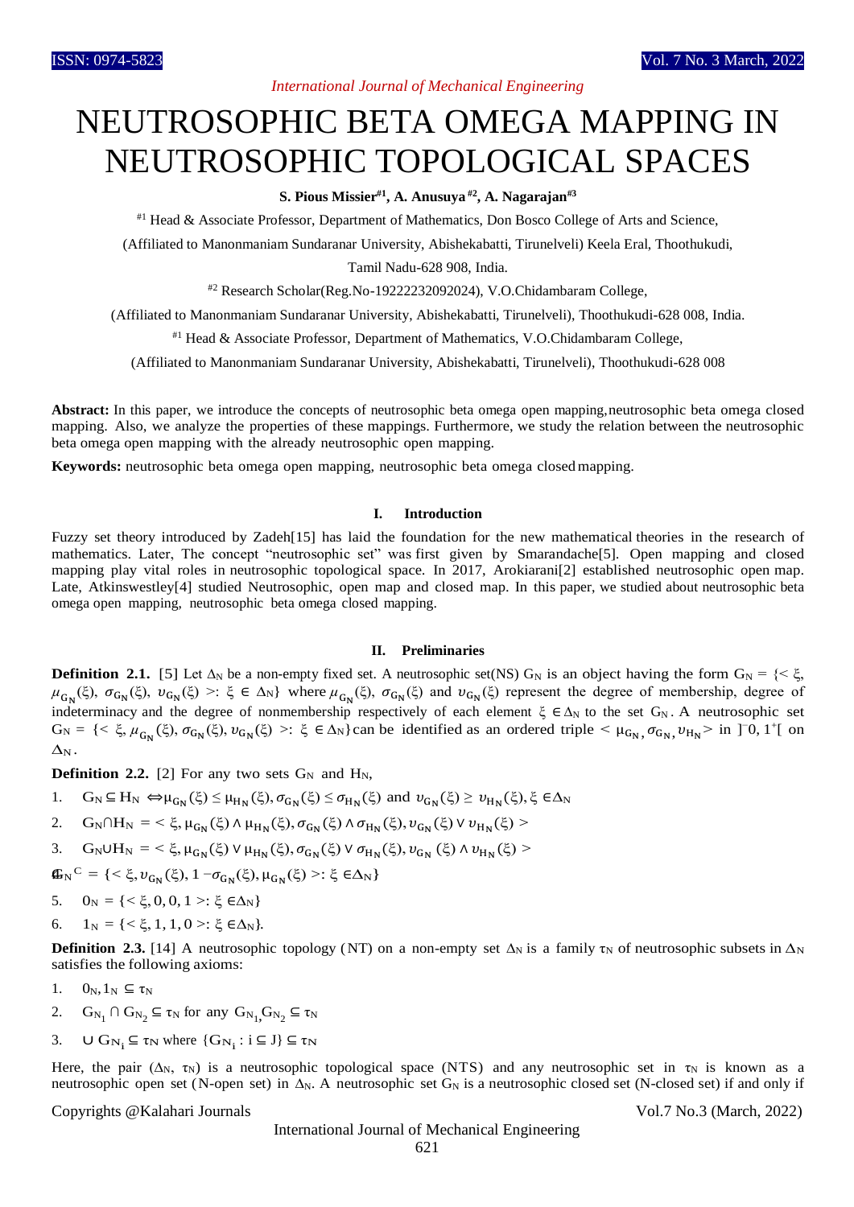# NEUTROSOPHIC BETA OMEGA MAPPING IN NEUTROSOPHIC TOPOLOGICAL SPACES

**S. Pious Missier[#1], A. Anusuya[#2], A. Nagarajan[#3]**

[#1] Head & Associate Professor, Department of Mathematics, Don Bosco College of Arts and Science,

(Affiliated to Manonmaniam Sundaranar University, Abishekabatti, Tirunelveli) Keela Eral, Thoothukudi,

Tamil Nadu-628 908, India.

[#2] Research Scholar(Reg.No-19222232092024), V.O.Chidambaram College,

(Affiliated to Manonmaniam Sundaranar University, Abishekabatti, Tirunelveli), Thoothukudi-628 008, India.

[#1] Head & Associate Professor, Department of Mathematics, V.O.Chidambaram College,

(Affiliated to Manonmaniam Sundaranar University, Abishekabatti, Tirunelveli), Thoothukudi-628 008

**Abstract:** In this paper, we introduce the concepts of neutrosophic beta omega open mapping,neutrosophic beta omega closed mapping. Also, we analyze the properties of these mappings. Furthermore, we study the relation between the neutrosophic beta omega open mapping with the already neutrosophic open mapping.

**Keywords:** neutrosophic beta omega open mapping, neutrosophic beta omega closed mapping.

## I. Introduction

Fuzzy set theory introduced by Zadeh[15] has laid the foundation for the new mathematical theories in the research of mathematics. Later, The concept "neutrosophic set" was first given by Smarandache[5]. Open mapping and closed mapping play vital roles in neutrosophic topological space. In 2017, Arokiarani[2] established neutrosophic open map. Late, Atkinswestley[4] studied Neutrosophic, open map and closed map. In this paper, we studied about neutrosophic beta omega open mapping, neutrosophic beta omega closed mapping.

## II. Preliminaries

**Definition 2.1.** [5] Let $\Delta_N$ be a non-empty fixed set. A neutrosophic set(NS) $G_N$ is an object having the form $G_N = \{< \xi, \mu_{G_N}(\xi), \sigma_{G_N}(\xi), \upsilon_{G_N}(\xi) >: \xi \in \Delta_N\}$ where $\mu_{G_N}(\xi)$, $\sigma_{G_N}(\xi)$ and $\upsilon_{G_N}(\xi)$ represent the degree of membership, degree of indeterminacy and the degree of nonmembership respectively of each element $\xi \in \Delta_N$ to the set $G_N$. A neutrosophic set $G_N = \{< \xi, \mu_{G_N}(\xi), \sigma_{G_N}(\xi), \upsilon_{G_N}(\xi) >: \xi \in \Delta_N\}$ can be identified as an ordered triple $< \mu_{G_N}, \sigma_{G_N}, \upsilon_{H_N} >$ in $]^-0, 1^+[$ on $\Delta_N$.

**Definition 2.2.** [2] For any two sets $G_N$ and $H_N$,

1. $G_N \subseteq H_N \Leftrightarrow \mu_{G_N}(\xi) \leq \mu_{H_N}(\xi), \sigma_{G_N}(\xi) \leq \sigma_{H_N}(\xi)$ and $\upsilon_{G_N}(\xi) \geq \upsilon_{H_N}(\xi), \xi \in \Delta_N$
2. $G_N \cap H_N = < \xi, \mu_{G_N}(\xi) \wedge \mu_{H_N}(\xi), \sigma_{G_N}(\xi) \wedge \sigma_{H_N}(\xi), \upsilon_{G_N}(\xi) \vee \upsilon_{H_N}(\xi) >$
3. $G_N \cup H_N = < \xi, \mu_{G_N}(\xi) \vee \mu_{H_N}(\xi), \sigma_{G_N}(\xi) \vee \sigma_{H_N}(\xi), \upsilon_{G_N}(\xi) \wedge \upsilon_{H_N}(\xi) >$
4. $G_N{}^C = \{< \xi, \upsilon_{G_N}(\xi), 1 - \sigma_{G_N}(\xi), \mu_{G_N}(\xi) >: \xi \in \Delta_N\}$
5. $0_N = \{< \xi, 0, 0, 1 >: \xi \in \Delta_N\}$
6. $1_N = \{< \xi, 1, 1, 0 >: \xi \in \Delta_N\}$.

**Definition 2.3.** [14] A neutrosophic topology (NT) on a non-empty set $\Delta_N$ is a family $\tau_N$ of neutrosophic subsets in $\Delta_N$ satisfies the following axioms:

1. $0_N, 1_N \subseteq \tau_N$
2. $G_{N_1} \cap G_{N_2} \subseteq \tau_N$ for any $G_{N_1}, G_{N_2} \subseteq \tau_N$
3. $\cup G_{N_i} \subseteq \tau_N$ where $\{G_{N_i} : i \subseteq J\} \subseteq \tau_N$

Here, the pair $(\Delta_N, \tau_N)$ is a neutrosophic topological space (NTS) and any neutrosophic set in $\tau_N$ is known as a neutrosophic open set (N-open set) in $\Delta_N$. A neutrosophic set $G_N$ is a neutrosophic closed set (N-closed set) if and only if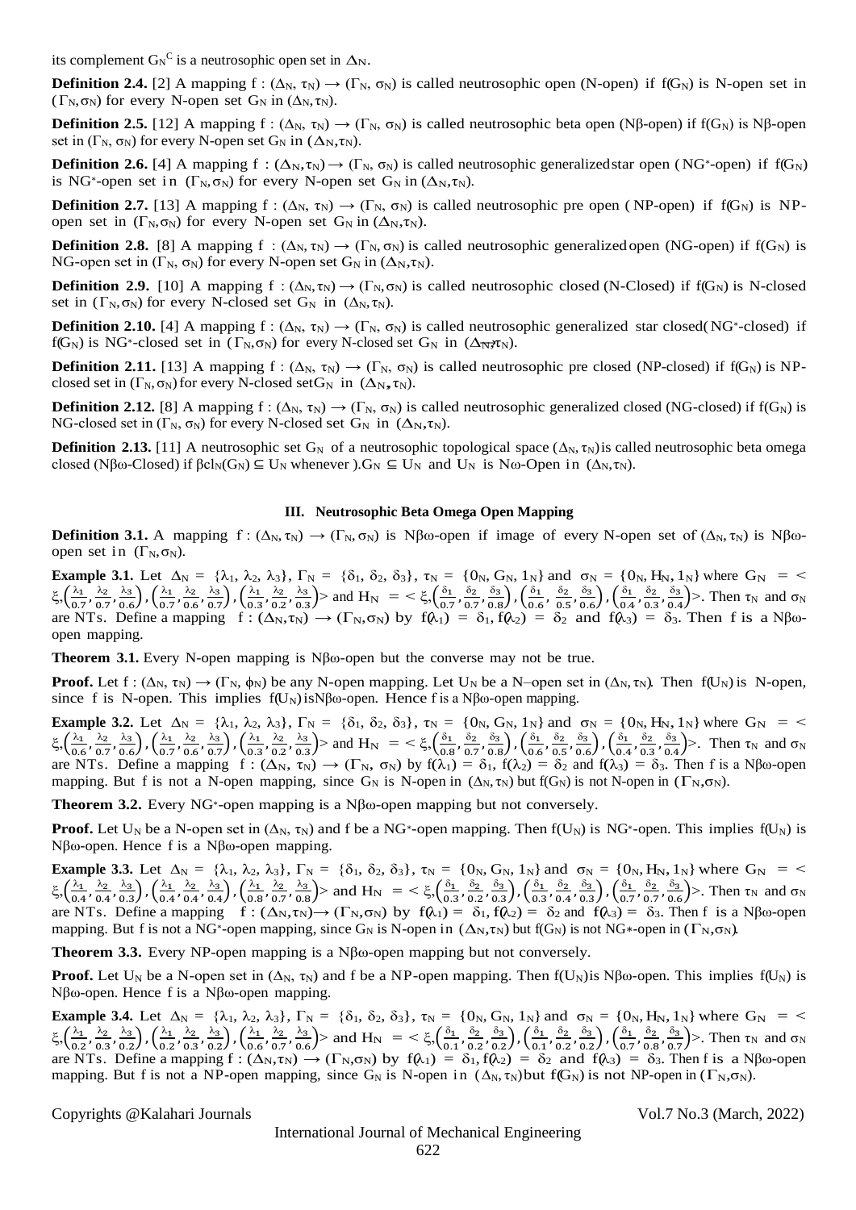its complement $G_N^C$ is a neutrosophic open set in $\Delta_N$.

**Definition 2.4.** [2] A mapping $f : (\Delta_N, \tau_N) \rightarrow (\Gamma_N, \sigma_N)$ is called neutrosophic open (N-open) if $f(G_N)$ is N-open set in $(\Gamma_N, \sigma_N)$ for every N-open set $G_N$ in $(\Delta_N, \tau_N)$.

**Definition 2.5.** [12] A mapping $f : (\Delta_N, \tau_N) \rightarrow (\Gamma_N, \sigma_N)$ is called neutrosophic beta open (Nβ-open) if $f(G_N)$ is Nβ-open set in $(\Gamma_N, \sigma_N)$ for every N-open set $G_N$ in $(\Delta_N, \tau_N)$.

**Definition 2.6.** [4] A mapping $f : (\Delta_N, \tau_N) \rightarrow (\Gamma_N, \sigma_N)$ is called neutrosophic generalized star open ($NG^*$-open) if $f(G_N)$ is $NG^*$-open set in $(\Gamma_N, \sigma_N)$ for every N-open set $G_N$ in $(\Delta_N, \tau_N)$.

**Definition 2.7.** [13] A mapping $f : (\Delta_N, \tau_N) \rightarrow (\Gamma_N, \sigma_N)$ is called neutrosophic pre open (NP-open) if $f(G_N)$ is NP-open set in $(\Gamma_N, \sigma_N)$ for every N-open set $G_N$ in $(\Delta_N, \tau_N)$.

**Definition 2.8.** [8] A mapping $f : (\Delta_N, \tau_N) \rightarrow (\Gamma_N, \sigma_N)$ is called neutrosophic generalized open (NG-open) if $f(G_N)$ is NG-open set in $(\Gamma_N, \sigma_N)$ for every N-open set $G_N$ in $(\Delta_N, \tau_N)$.

**Definition 2.9.** [10] A mapping $f : (\Delta_N, \tau_N) \rightarrow (\Gamma_N, \sigma_N)$ is called neutrosophic closed (N-Closed) if $f(G_N)$ is N-closed set in $(\Gamma_N, \sigma_N)$ for every N-closed set $G_N$ in $(\Delta_N, \tau_N)$.

**Definition 2.10.** [4] A mapping $f : (\Delta_N, \tau_N) \rightarrow (\Gamma_N, \sigma_N)$ is called neutrosophic generalized star closed($NG^*$-closed) if $f(G_N)$ is $NG^*$-closed set in $(\Gamma_N, \sigma_N)$ for every N-closed set $G_N$ in $(\Delta_N, \tau_N)$.

**Definition 2.11.** [13] A mapping $f : (\Delta_N, \tau_N) \rightarrow (\Gamma_N, \sigma_N)$ is called neutrosophic pre closed (NP-closed) if $f(G_N)$ is NP-closed set in $(\Gamma_N, \sigma_N)$ for every N-closed set $G_N$ in $(\Delta_N, \tau_N)$.

**Definition 2.12.** [8] A mapping $f : (\Delta_N, \tau_N) \rightarrow (\Gamma_N, \sigma_N)$ is called neutrosophic generalized closed (NG-closed) if $f(G_N)$ is NG-closed set in $(\Gamma_N, \sigma_N)$ for every N-closed set $G_N$ in $(\Delta_N, \tau_N)$.

**Definition 2.13.** [11] A neutrosophic set $G_N$ of a neutrosophic topological space $(\Delta_N, \tau_N)$ is called neutrosophic beta omega closed (Nβω-Closed) if $\beta cl_N(G_N) \subseteq U_N$ whenever ).$G_N \subseteq U_N$ and $U_N$ is Nω-Open in $(\Delta_N, \tau_N)$.

## III. Neutrosophic Beta Omega Open Mapping

**Definition 3.1.** A mapping $f : (\Delta_N, \tau_N) \rightarrow (\Gamma_N, \sigma_N)$ is Nβω-open if image of every N-open set of $(\Delta_N, \tau_N)$ is Nβω-open set in $(\Gamma_N, \sigma_N)$.

**Example 3.1.** Let $\Delta_N = \{\lambda_1, \lambda_2, \lambda_3\}$, $\Gamma_N = \{\delta_1, \delta_2, \delta_3\}$, $\tau_N = \{0_N, G_N, 1_N\}$ and $\sigma_N = \{0_N, H_N, 1_N\}$ where $G_N = <\xi, \left(\frac{\lambda_1}{0.7}, \frac{\lambda_2}{0.7}, \frac{\lambda_3}{0.6}\right), \left(\frac{\lambda_1}{0.7}, \frac{\lambda_2}{0.6}, \frac{\lambda_3}{0.7}\right), \left(\frac{\lambda_1}{0.3}, \frac{\lambda_2}{0.2}, \frac{\lambda_3}{0.3}\right)>$ and $H_N = <\xi, \left(\frac{\delta_1}{0.7}, \frac{\delta_2}{0.7}, \frac{\delta_3}{0.8}\right), \left(\frac{\delta_1}{0.6}, \frac{\delta_2}{0.5}, \frac{\delta_3}{0.6}\right), \left(\frac{\delta_1}{0.4}, \frac{\delta_2}{0.3}, \frac{\delta_3}{0.4}\right)>$. Then $\tau_N$ and $\sigma_N$ are NTs. Define a mapping $f : (\Delta_N, \tau_N) \rightarrow (\Gamma_N, \sigma_N)$ by $f(\lambda_1) = \delta_1, f(\lambda_2) = \delta_2$ and $f(\lambda_3) = \delta_3$. Then f is a Nβω-open mapping.

**Theorem 3.1.** Every N-open mapping is Nβω-open but the converse may not be true.

**Proof.** Let $f : (\Delta_N, \tau_N) \rightarrow (\Gamma_N, \phi_N)$ be any N-open mapping. Let $U_N$ be a N–open set in $(\Delta_N, \tau_N)$. Then $f(U_N)$ is N-open, since f is N-open. This implies $f(U_N)$ isNβω-open. Hence f is a Nβω-open mapping.

**Example 3.2.** Let $\Delta_N = \{\lambda_1, \lambda_2, \lambda_3\}$, $\Gamma_N = \{\delta_1, \delta_2, \delta_3\}$, $\tau_N = \{0_N, G_N, 1_N\}$ and $\sigma_N = \{0_N, H_N, 1_N\}$ where $G_N = <\xi, \left(\frac{\lambda_1}{0.6}, \frac{\lambda_2}{0.7}, \frac{\lambda_3}{0.6}\right), \left(\frac{\lambda_1}{0.7}, \frac{\lambda_2}{0.6}, \frac{\lambda_3}{0.7}\right), \left(\frac{\lambda_1}{0.3}, \frac{\lambda_2}{0.2}, \frac{\lambda_3}{0.3}\right)>$ and $H_N = <\xi, \left(\frac{\delta_1}{0.8}, \frac{\delta_2}{0.7}, \frac{\delta_3}{0.8}\right), \left(\frac{\delta_1}{0.6}, \frac{\delta_2}{0.5}, \frac{\delta_3}{0.6}\right), \left(\frac{\delta_1}{0.4}, \frac{\delta_2}{0.3}, \frac{\delta_3}{0.4}\right)>$. Then $\tau_N$ and $\sigma_N$ are NTs. Define a mapping $f : (\Delta_N, \tau_N) \rightarrow (\Gamma_N, \sigma_N)$ by $f(\lambda_1) = \delta_1$, $f(\lambda_2) = \delta_2$ and $f(\lambda_3) = \delta_3$. Then f is a Nβω-open mapping. But f is not a N-open mapping, since $G_N$ is N-open in $(\Delta_N, \tau_N)$ but $f(G_N)$ is not N-open in $(\Gamma_N, \sigma_N)$.

**Theorem 3.2.** Every $NG^*$-open mapping is a Nβω-open mapping but not conversely.

**Proof.** Let $U_N$ be a N-open set in $(\Delta_N, \tau_N)$ and f be a $NG^*$-open mapping. Then $f(U_N)$ is $NG^*$-open. This implies $f(U_N)$ is Nβω-open. Hence f is a Nβω-open mapping.

**Example 3.3.** Let $\Delta_N = \{\lambda_1, \lambda_2, \lambda_3\}$, $\Gamma_N = \{\delta_1, \delta_2, \delta_3\}$, $\tau_N = \{0_N, G_N, 1_N\}$ and $\sigma_N = \{0_N, H_N, 1_N\}$ where $G_N = <\xi, \left(\frac{\lambda_1}{0.4}, \frac{\lambda_2}{0.4}, \frac{\lambda_3}{0.3}\right), \left(\frac{\lambda_1}{0.4}, \frac{\lambda_2}{0.4}, \frac{\lambda_3}{0.4}\right), \left(\frac{\lambda_1}{0.8}, \frac{\lambda_2}{0.7}, \frac{\lambda_3}{0.8}\right)>$ and $H_N = <\xi, \left(\frac{\delta_1}{0.3}, \frac{\delta_2}{0.2}, \frac{\delta_3}{0.3}\right), \left(\frac{\delta_1}{0.3}, \frac{\delta_2}{0.4}, \frac{\delta_3}{0.3}\right), \left(\frac{\delta_1}{0.7}, \frac{\delta_2}{0.7}, \frac{\delta_3}{0.6}\right)>$. Then $\tau_N$ and $\sigma_N$ are NTs. Define a mapping $f : (\Delta_N, \tau_N) \rightarrow (\Gamma_N, \sigma_N)$ by $f(\lambda_1) = \delta_1, f(\lambda_2) = \delta_2$ and $f(\lambda_3) = \delta_3$. Then f is a Nβω-open mapping. But f is not a $NG^*$-open mapping, since $G_N$ is N-open in $(\Delta_N, \tau_N)$ but $f(G_N)$ is not $NG^*$-open in $(\Gamma_N, \sigma_N)$.

**Theorem 3.3.** Every NP-open mapping is a Nβω-open mapping but not conversely.

**Proof.** Let $U_N$ be a N-open set in $(\Delta_N, \tau_N)$ and f be a NP-open mapping. Then $f(U_N)$is Nβω-open. This implies $f(U_N)$ is Nβω-open. Hence f is a Nβω-open mapping.

**Example 3.4.** Let $\Delta_N = \{\lambda_1, \lambda_2, \lambda_3\}$, $\Gamma_N = \{\delta_1, \delta_2, \delta_3\}$, $\tau_N = \{0_N, G_N, 1_N\}$ and $\sigma_N = \{0_N, H_N, 1_N\}$ where $G_N = <\xi, \left(\frac{\lambda_1}{0.2}, \frac{\lambda_2}{0.3}, \frac{\lambda_3}{0.2}\right), \left(\frac{\lambda_1}{0.2}, \frac{\lambda_2}{0.3}, \frac{\lambda_3}{0.2}\right), \left(\frac{\lambda_1}{0.6}, \frac{\lambda_2}{0.7}, \frac{\lambda_3}{0.6}\right)>$ and $H_N = <\xi, \left(\frac{\delta_1}{0.1}, \frac{\delta_2}{0.2}, \frac{\delta_3}{0.2}\right), \left(\frac{\delta_1}{0.1}, \frac{\delta_2}{0.2}, \frac{\delta_3}{0.2}\right), \left(\frac{\delta_1}{0.7}, \frac{\delta_2}{0.8}, \frac{\delta_3}{0.7}\right)>$. Then $\tau_N$ and $\sigma_N$ are NTs. Define a mapping $f : (\Delta_N, \tau_N) \rightarrow (\Gamma_N, \sigma_N)$ by $f(\lambda_1) = \delta_1, f(\lambda_2) = \delta_2$ and $f(\lambda_3) = \delta_3$. Then f is a Nβω-open mapping. But f is not a NP-open mapping, since $G_N$ is N-open in $(\Delta_N, \tau_N)$but $f(G_N)$ is not NP-open in $(\Gamma_N, \sigma_N)$.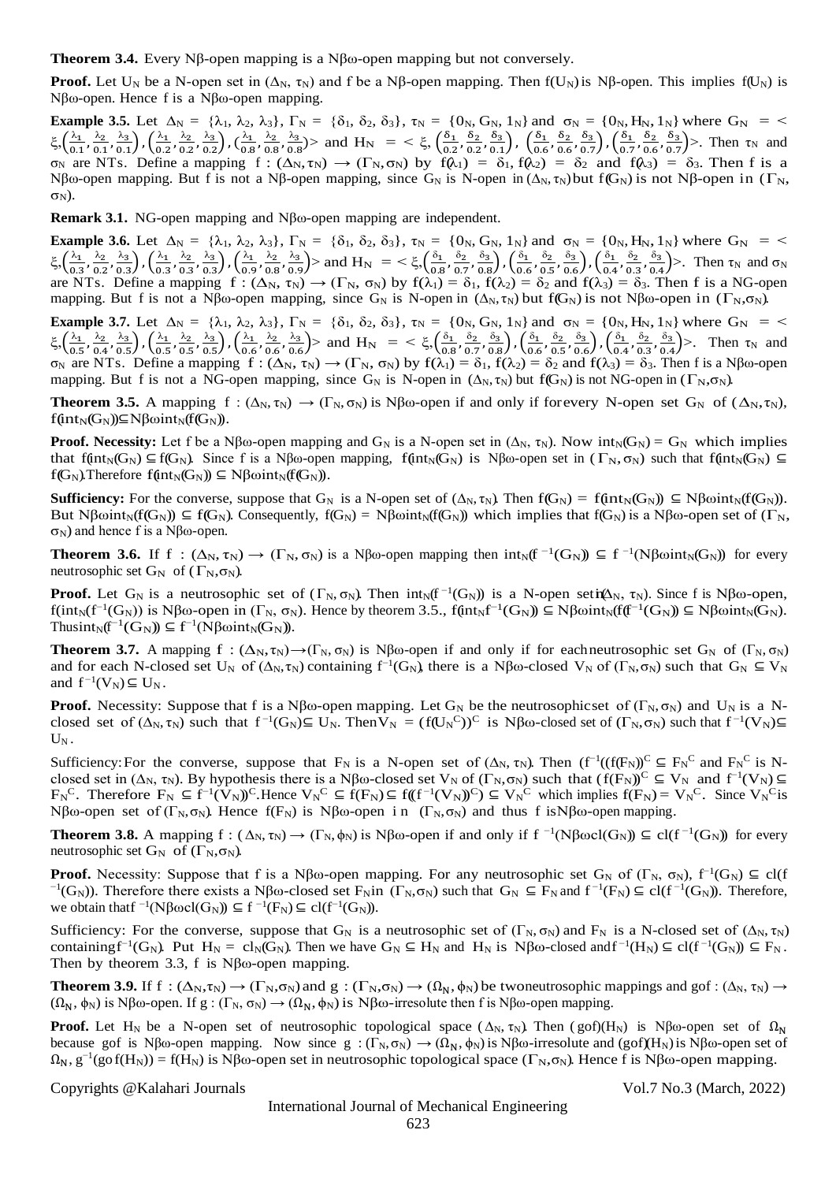**Theorem 3.4.** Every Nβ-open mapping is a Nβω-open mapping but not conversely.

**Proof.** Let $U_N$ be a N-open set in $(\Delta_N, \tau_N)$ and f be a Nβ-open mapping. Then $f(U_N)$ is Nβ-open. This implies $f(U_N)$ is Nβω-open. Hence f is a Nβω-open mapping.

**Example 3.5.** Let $\Delta_N = \{\lambda_1, \lambda_2, \lambda_3\}$, $\Gamma_N = \{\delta_1, \delta_2, \delta_3\}$, $\tau_N = \{0_N, G_N, 1_N\}$ and $\sigma_N = \{0_N, H_N, 1_N\}$ where $G_N = <\xi, \left(\frac{\lambda_1}{0.1}, \frac{\lambda_2}{0.1}, \frac{\lambda_3}{0.1}\right), \left(\frac{\lambda_1}{0.2}, \frac{\lambda_2}{0.2}, \frac{\lambda_3}{0.2}\right), \left(\frac{\lambda_1}{0.8}, \frac{\lambda_2}{0.8}, \frac{\lambda_3}{0.8}\right)>$ and $H_N = <\xi, \left(\frac{\delta_1}{0.2}, \frac{\delta_2}{0.2}, \frac{\delta_3}{0.1}\right), \left(\frac{\delta_1}{0.6}, \frac{\delta_2}{0.6}, \frac{\delta_3}{0.7}\right), \left(\frac{\delta_1}{0.7}, \frac{\delta_2}{0.6}, \frac{\delta_3}{0.7}\right)>$. Then $\tau_N$ and $\sigma_N$ are NTs. Define a mapping $f : (\Delta_N, \tau_N) \rightarrow (\Gamma_N, \sigma_N)$ by $f(\lambda_1) = \delta_1$, $f(\lambda_2) = \delta_2$ and $f(\lambda_3) = \delta_3$. Then f is a Nβω-open mapping. But f is not a Nβ-open mapping, since $G_N$ is N-open in $(\Delta_N, \tau_N)$ but $f(G_N)$ is not Nβ-open in $(\Gamma_N, \sigma_N)$.

**Remark 3.1.** NG-open mapping and Nβω-open mapping are independent.

**Example 3.6.** Let $\Delta_N = \{\lambda_1, \lambda_2, \lambda_3\}$, $\Gamma_N = \{\delta_1, \delta_2, \delta_3\}$, $\tau_N = \{0_N, G_N, 1_N\}$ and $\sigma_N = \{0_N, H_N, 1_N\}$ where $G_N = <\xi, \left(\frac{\lambda_1}{0.3}, \frac{\lambda_2}{0.2}, \frac{\lambda_3}{0.3}\right), \left(\frac{\lambda_1}{0.3}, \frac{\lambda_2}{0.3}, \frac{\lambda_3}{0.3}\right), \left(\frac{\lambda_1}{0.9}, \frac{\lambda_2}{0.8}, \frac{\lambda_3}{0.9}\right)>$ and $H_N = <\xi, \left(\frac{\delta_1}{0.8}, \frac{\delta_2}{0.7}, \frac{\delta_3}{0.8}\right), \left(\frac{\delta_1}{0.6}, \frac{\delta_2}{0.5}, \frac{\delta_3}{0.6}\right), \left(\frac{\delta_1}{0.4}, \frac{\delta_2}{0.3}, \frac{\delta_3}{0.4}\right)>$. Then $\tau_N$ and $\sigma_N$ are NTs. Define a mapping $f : (\Delta_N, \tau_N) \rightarrow (\Gamma_N, \sigma_N)$ by $f(\lambda_1) = \delta_1$, $f(\lambda_2) = \delta_2$ and $f(\lambda_3) = \delta_3$. Then f is a NG-open mapping. But f is not a Nβω-open mapping, since $G_N$ is N-open in $(\Delta_N, \tau_N)$ but $f(G_N)$ is not Nβω-open in $(\Gamma_N, \sigma_N)$.

**Example 3.7.** Let $\Delta_N = \{\lambda_1, \lambda_2, \lambda_3\}$, $\Gamma_N = \{\delta_1, \delta_2, \delta_3\}$, $\tau_N = \{0_N, G_N, 1_N\}$ and $\sigma_N = \{0_N, H_N, 1_N\}$ where $G_N = <\xi, \left(\frac{\lambda_1}{0.5}, \frac{\lambda_2}{0.4}, \frac{\lambda_3}{0.5}\right), \left(\frac{\lambda_1}{0.5}, \frac{\lambda_2}{0.5}, \frac{\lambda_3}{0.5}\right), \left(\frac{\lambda_1}{0.6}, \frac{\lambda_2}{0.6}, \frac{\lambda_3}{0.6}\right)>$ and $H_N = <\xi, \left(\frac{\delta_1}{0.8}, \frac{\delta_2}{0.7}, \frac{\delta_3}{0.8}\right), \left(\frac{\delta_1}{0.6}, \frac{\delta_2}{0.5}, \frac{\delta_3}{0.6}\right), \left(\frac{\delta_1}{0.4}, \frac{\delta_2}{0.3}, \frac{\delta_3}{0.4}\right)>$. Then $\tau_N$ and $\sigma_N$ are NTs. Define a mapping $f : (\Delta_N, \tau_N) \rightarrow (\Gamma_N, \sigma_N)$ by $f(\lambda_1) = \delta_1$, $f(\lambda_2) = \delta_2$ and $f(\lambda_3) = \delta_3$. Then f is a Nβω-open mapping. But f is not a NG-open mapping, since $G_N$ is N-open in $(\Delta_N, \tau_N)$ but $f(G_N)$ is not NG-open in $(\Gamma_N, \sigma_N)$.

**Theorem 3.5.** A mapping $f : (\Delta_N, \tau_N) \rightarrow (\Gamma_N, \sigma_N)$ is Nβω-open if and only if for every N-open set $G_N$ of $(\Delta_N, \tau_N)$, $f(int_N(G_N)) \subseteq N\beta\omega int_N(f(G_N))$.

**Proof. Necessity:** Let f be a Nβω-open mapping and $G_N$ is a N-open set in $(\Delta_N, \tau_N)$. Now $int_N(G_N) = G_N$ which implies that $f(int_N(G_N) \subseteq f(G_N)$. Since f is a Nβω-open mapping, $f(int_N(G_N)$ is Nβω-open set in $(\Gamma_N, \sigma_N)$ such that $f(int_N(G_N) \subseteq f(G_N)$. Therefore $f(int_N(G_N)) \subseteq N\beta\omega int_N(f(G_N))$.

**Sufficiency:** For the converse, suppose that $G_N$ is a N-open set of $(\Delta_N, \tau_N)$. Then $f(G_N) = f(int_N(G_N)) \subseteq N\beta\omega int_N(f(G_N))$. But $N\beta\omega int_N(f(G_N)) \subseteq f(G_N)$. Consequently, $f(G_N) = N\beta\omega int_N(f(G_N))$ which implies that $f(G_N)$ is a Nβω-open set of $(\Gamma_N, \sigma_N)$ and hence f is a Nβω-open.

**Theorem 3.6.** If $f : (\Delta_N, \tau_N) \rightarrow (\Gamma_N, \sigma_N)$ is a Nβω-open mapping then $int_N(f^{-1}(G_N)) \subseteq f^{-1}(N\beta\omega int_N(G_N))$ for every neutrosophic set $G_N$ of $(\Gamma_N, \sigma_N)$.

**Proof.** Let $G_N$ is a neutrosophic set of $(\Gamma_N, \sigma_N)$. Then $int_N(f^{-1}(G_N))$ is a N-open set in $(\Delta_N, \tau_N)$. Since f is Nβω-open, $f(int_N(f^{-1}(G_N))$ is Nβω-open in $(\Gamma_N, \sigma_N)$. Hence by theorem 3.5., $f(int_N f^{-1}(G_N)) \subseteq N\beta\omega int_N(f(f^{-1}(G_N)) \subseteq N\beta\omega int_N(G_N)$. Thus $int_N(f^{-1}(G_N)) \subseteq f^{-1}(N\beta\omega int_N(G_N))$.

**Theorem 3.7.** A mapping $f : (\Delta_N, \tau_N) \rightarrow (\Gamma_N, \sigma_N)$ is Nβω-open if and only if for each neutrosophic set $G_N$ of $(\Gamma_N, \sigma_N)$ and for each N-closed set $U_N$ of $(\Delta_N, \tau_N)$ containing $f^{-1}(G_N)$, there is a Nβω-closed $V_N$ of $(\Gamma_N, \sigma_N)$ such that $G_N \subseteq V_N$ and $f^{-1}(V_N) \subseteq U_N$.

**Proof.** Necessity: Suppose that f is a Nβω-open mapping. Let $G_N$ be the neutrosophic set of $(\Gamma_N, \sigma_N)$ and $U_N$ is a N-closed set of $(\Delta_N, \tau_N)$ such that $f^{-1}(G_N) \subseteq U_N$. Then $V_N = (f(U_N{}^C))^C$ is Nβω-closed set of $(\Gamma_N, \sigma_N)$ such that $f^{-1}(V_N) \subseteq U_N$.

Sufficiency: For the converse, suppose that $F_N$ is a N-open set of $(\Delta_N, \tau_N)$. Then $(f^{-1}((f(F_N))^C \subseteq F_N{}^C$ and $F_N{}^C$ is N-closed set in $(\Delta_N, \tau_N)$. By hypothesis there is a Nβω-closed set $V_N$ of $(\Gamma_N, \sigma_N)$ such that $(f(F_N))^C \subseteq V_N$ and $f^{-1}(V_N) \subseteq F_N{}^C$. Therefore $F_N \subseteq f^{-1}(V_N))^C$. Hence $V_N{}^C \subseteq f(F_N) \subseteq f((f^{-1}(V_N))^C) \subseteq V_N{}^C$ which implies $f(F_N) = V_N{}^C$. Since $V_N{}^C$ is Nβω-open set of $(\Gamma_N, \sigma_N)$. Hence $f(F_N)$ is Nβω-open in $(\Gamma_N, \sigma_N)$ and thus f is Nβω-open mapping.

**Theorem 3.8.** A mapping $f : (\Delta_N, \tau_N) \rightarrow (\Gamma_N, \phi_N)$ is Nβω-open if and only if $f^{-1}(N\beta\omega cl(G_N)) \subseteq cl(f^{-1}(G_N))$ for every neutrosophic set $G_N$ of $(\Gamma_N, \sigma_N)$.

**Proof.** Necessity: Suppose that f is a Nβω-open mapping. For any neutrosophic set $G_N$ of $(\Gamma_N, \sigma_N)$, $f^{-1}(G_N) \subseteq cl(f^{-1}(G_N))$. Therefore there exists a Nβω-closed set $F_N$ in $(\Gamma_N, \sigma_N)$ such that $G_N \subseteq F_N$ and $f^{-1}(F_N) \subseteq cl(f^{-1}(G_N))$. Therefore, we obtain that $f^{-1}(N\beta\omega cl(G_N)) \subseteq f^{-1}(F_N) \subseteq cl(f^{-1}(G_N))$.

Sufficiency: For the converse, suppose that $G_N$ is a neutrosophic set of $(\Gamma_N, \sigma_N)$ and $F_N$ is a N-closed set of $(\Delta_N, \tau_N)$ containing $f^{-1}(G_N)$. Put $H_N = cl_N(G_N)$. Then we have $G_N \subseteq H_N$ and $H_N$ is Nβω-closed and $f^{-1}(H_N) \subseteq cl(f^{-1}(G_N)) \subseteq F_N$. Then by theorem 3.3, f is Nβω-open mapping.

**Theorem 3.9.** If $f : (\Delta_N, \tau_N) \rightarrow (\Gamma_N, \sigma_N)$ and $g : (\Gamma_N, \sigma_N) \rightarrow (\Omega_N, \phi_N)$ be two neutrosophic mappings and $g \circ f : (\Delta_N, \tau_N) \rightarrow (\Omega_N, \phi_N)$ is Nβω-open. If $g : (\Gamma_N, \sigma_N) \rightarrow (\Omega_N, \phi_N)$ is Nβω-irresolute then f is Nβω-open mapping.

**Proof.** Let $H_N$ be a N-open set of neutrosophic topological space $(\Delta_N, \tau_N)$. Then $(g \circ f)(H_N)$ is Nβω-open set of $\Omega_N$ because $g \circ f$ is Nβω-open mapping. Now since $g : (\Gamma_N, \sigma_N) \rightarrow (\Omega_N, \phi_N)$ is Nβω-irresolute and $(g \circ f)(H_N)$ is Nβω-open set of $\Omega_N$, $g^{-1}(g \circ f(H_N)) = f(H_N)$ is Nβω-open set in neutrosophic topological space $(\Gamma_N, \sigma_N)$. Hence f is Nβω-open mapping.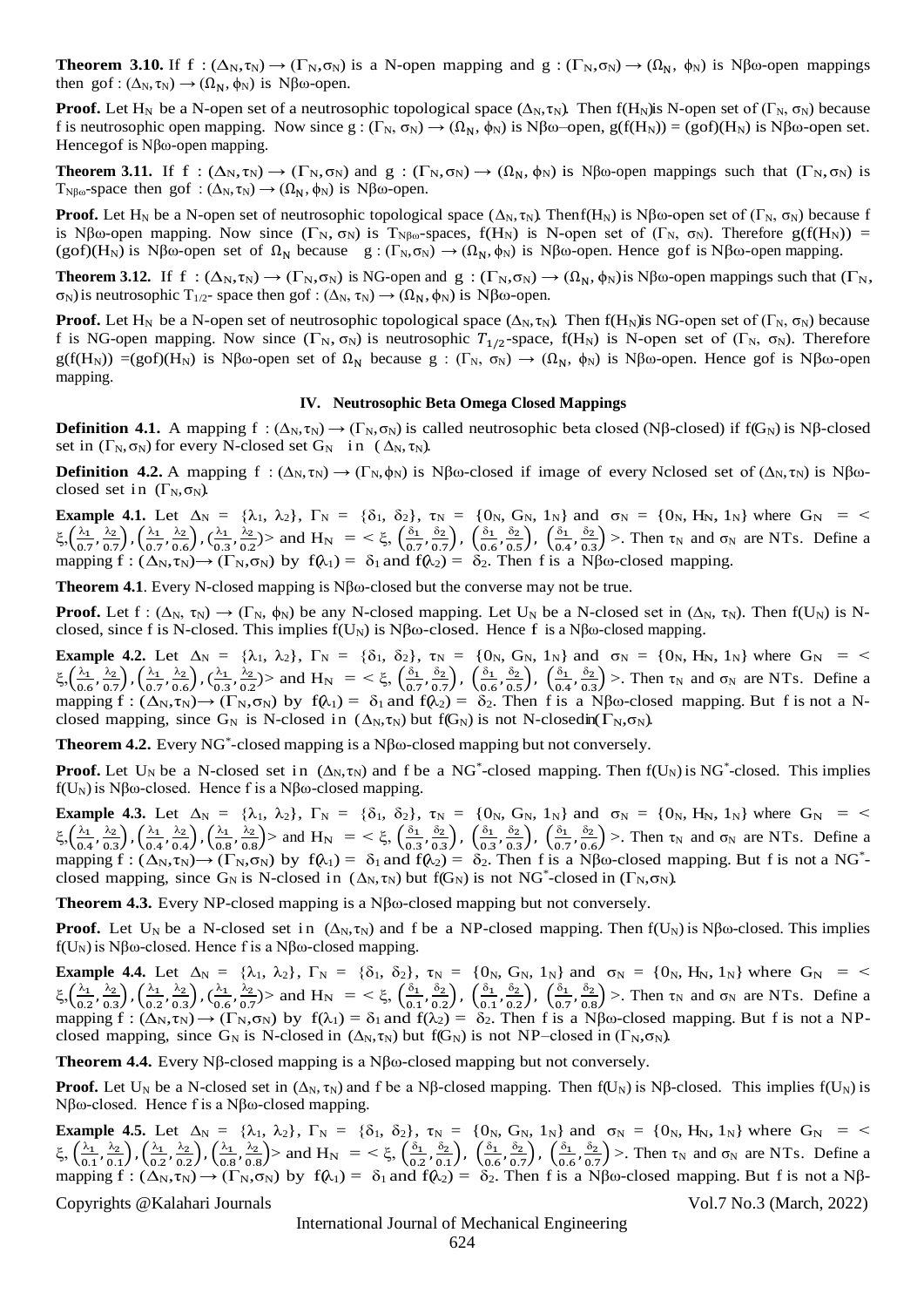**Theorem 3.10.** If $f : (\Delta_N, \tau_N) \rightarrow (\Gamma_N, \sigma_N)$ is a N-open mapping and $g : (\Gamma_N, \sigma_N) \rightarrow (\Omega_N, \phi_N)$ is N$\beta\omega$-open mappings then $gof : (\Delta_N, \tau_N) \rightarrow (\Omega_N, \phi_N)$ is N$\beta\omega$-open.

**Proof.** Let $H_N$ be a N-open set of a neutrosophic topological space $(\Delta_N, \tau_N)$. Then $f(H_N)$is N-open set of $(\Gamma_N, \sigma_N)$ because f is neutrosophic open mapping. Now since $g : (\Gamma_N, \sigma_N) \rightarrow (\Omega_N, \phi_N)$ is N$\beta\omega$–open, $g(f(H_N)) = (gof)(H_N)$ is N$\beta\omega$-open set. Hencegof is N$\beta\omega$-open mapping.

**Theorem 3.11.** If $f : (\Delta_N, \tau_N) \rightarrow (\Gamma_N, \sigma_N)$ and $g : (\Gamma_N, \sigma_N) \rightarrow (\Omega_N, \phi_N)$ is N$\beta\omega$-open mappings such that $(\Gamma_N, \sigma_N)$ is $T_{N\beta\omega}$-space then $gof : (\Delta_N, \tau_N) \rightarrow (\Omega_N, \phi_N)$ is N$\beta\omega$-open.

**Proof.** Let $H_N$ be a N-open set of neutrosophic topological space $(\Delta_N, \tau_N)$. Then$f(H_N)$ is N$\beta\omega$-open set of $(\Gamma_N, \sigma_N)$ because f is N$\beta\omega$-open mapping. Now since $(\Gamma_N, \sigma_N)$ is $T_{N\beta\omega}$-spaces, $f(H_N)$ is N-open set of $(\Gamma_N, \sigma_N)$. Therefore $g(f(H_N)) = (gof)(H_N)$ is N$\beta\omega$-open set of $\Omega_N$ because $g : (\Gamma_N, \sigma_N) \rightarrow (\Omega_N, \phi_N)$ is N$\beta\omega$-open. Hence gof is N$\beta\omega$-open mapping.

**Theorem 3.12.** If $f : (\Delta_N, \tau_N) \rightarrow (\Gamma_N, \sigma_N)$ is NG-open and $g : (\Gamma_N, \sigma_N) \rightarrow (\Omega_N, \phi_N)$is N$\beta\omega$-open mappings such that $(\Gamma_N, \sigma_N)$ is neutrosophic $T_{1/2}$- space then $gof : (\Delta_N, \tau_N) \rightarrow (\Omega_N, \phi_N)$ is N$\beta\omega$-open.

**Proof.** Let $H_N$ be a N-open set of neutrosophic topological space $(\Delta_N, \tau_N)$. Then $f(H_N)$is NG-open set of $(\Gamma_N, \sigma_N)$ because f is NG-open mapping. Now since $(\Gamma_N, \sigma_N)$ is neutrosophic $T_{1/2}$-space, $f(H_N)$ is N-open set of $(\Gamma_N, \sigma_N)$. Therefore $g(f(H_N)) =(gof)(H_N)$ is N$\beta\omega$-open set of $\Omega_N$ because $g : (\Gamma_N, \sigma_N) \rightarrow (\Omega_N, \phi_N)$ is N$\beta\omega$-open. Hence gof is N$\beta\omega$-open mapping.

## IV. Neutrosophic Beta Omega Closed Mappings

**Definition 4.1.** A mapping $f : (\Delta_N, \tau_N) \rightarrow (\Gamma_N, \sigma_N)$ is called neutrosophic beta closed (N$\beta$-closed) if $f(G_N)$ is N$\beta$-closed set in $(\Gamma_N, \sigma_N)$ for every N-closed set $G_N$ in $(\Delta_N, \tau_N)$.

**Definition 4.2.** A mapping $f : (\Delta_N, \tau_N) \rightarrow (\Gamma_N, \phi_N)$ is N$\beta\omega$-closed if image of every Nclosed set of $(\Delta_N, \tau_N)$ is N$\beta\omega$-closed set in $(\Gamma_N, \sigma_N)$.

**Example 4.1.** Let $\Delta_N = \{\lambda_1, \lambda_2\}$, $\Gamma_N = \{\delta_1, \delta_2\}$, $\tau_N = \{0_N, G_N, 1_N\}$ and $\sigma_N = \{0_N, H_N, 1_N\}$ where $G_N = <\xi, \left(\frac{\lambda_1}{0.7}, \frac{\lambda_2}{0.7}\right), \left(\frac{\lambda_1}{0.7}, \frac{\lambda_2}{0.6}\right), \left(\frac{\lambda_1}{0.3}, \frac{\lambda_2}{0.2}\right)>$ and $H_N = <\xi, \left(\frac{\delta_1}{0.7}, \frac{\delta_2}{0.7}\right), \left(\frac{\delta_1}{0.6}, \frac{\delta_2}{0.5}\right), \left(\frac{\delta_1}{0.4}, \frac{\delta_2}{0.3}\right)>$. Then $\tau_N$ and $\sigma_N$ are NTs. Define a mapping $f : (\Delta_N, \tau_N) \rightarrow (\Gamma_N, \sigma_N)$ by $f(\lambda_1) = \delta_1$ and $f(\lambda_2) = \delta_2$. Then f is a N$\beta\omega$-closed mapping.

**Theorem 4.1**. Every N-closed mapping is N$\beta\omega$-closed but the converse may not be true.

**Proof.** Let $f : (\Delta_N, \tau_N) \rightarrow (\Gamma_N, \phi_N)$ be any N-closed mapping. Let $U_N$ be a N-closed set in $(\Delta_N, \tau_N)$. Then $f(U_N)$ is N-closed, since f is N-closed. This implies $f(U_N)$ is N$\beta\omega$-closed. Hence f is a N$\beta\omega$-closed mapping.

**Example 4.2.** Let $\Delta_N = \{\lambda_1, \lambda_2\}$, $\Gamma_N = \{\delta_1, \delta_2\}$, $\tau_N = \{0_N, G_N, 1_N\}$ and $\sigma_N = \{0_N, H_N, 1_N\}$ where $G_N = <\xi, \left(\frac{\lambda_1}{0.6}, \frac{\lambda_2}{0.7}\right), \left(\frac{\lambda_1}{0.7}, \frac{\lambda_2}{0.6}\right), \left(\frac{\lambda_1}{0.3}, \frac{\lambda_2}{0.2}\right)>$ and $H_N = <\xi, \left(\frac{\delta_1}{0.7}, \frac{\delta_2}{0.7}\right), \left(\frac{\delta_1}{0.6}, \frac{\delta_2}{0.5}\right), \left(\frac{\delta_1}{0.4}, \frac{\delta_2}{0.3}\right)>$. Then $\tau_N$ and $\sigma_N$ are NTs. Define a mapping $f : (\Delta_N, \tau_N) \rightarrow (\Gamma_N, \sigma_N)$ by $f(\lambda_1) = \delta_1$ and $f(\lambda_2) = \delta_2$. Then f is a N$\beta\omega$-closed mapping. But f is not a N-closed mapping, since $G_N$ is N-closed in $(\Delta_N, \tau_N)$ but $f(G_N)$ is not N-closedin$(\Gamma_N, \sigma_N)$.

**Theorem 4.2.** Every NG*-closed mapping is a N$\beta\omega$-closed mapping but not conversely.

**Proof.** Let $U_N$ be a N-closed set in $(\Delta_N, \tau_N)$ and f be a NG*-closed mapping. Then $f(U_N)$ is NG*-closed. This implies $f(U_N)$ is N$\beta\omega$-closed. Hence f is a N$\beta\omega$-closed mapping.

**Example 4.3.** Let $\Delta_N = \{\lambda_1, \lambda_2\}$, $\Gamma_N = \{\delta_1, \delta_2\}$, $\tau_N = \{0_N, G_N, 1_N\}$ and $\sigma_N = \{0_N, H_N, 1_N\}$ where $G_N = <\xi, \left(\frac{\lambda_1}{0.4}, \frac{\lambda_2}{0.3}\right), \left(\frac{\lambda_1}{0.4}, \frac{\lambda_2}{0.4}\right), \left(\frac{\lambda_1}{0.8}, \frac{\lambda_2}{0.8}\right)>$ and $H_N = <\xi, \left(\frac{\delta_1}{0.3}, \frac{\delta_2}{0.3}\right), \left(\frac{\delta_1}{0.3}, \frac{\delta_2}{0.3}\right), \left(\frac{\delta_1}{0.7}, \frac{\delta_2}{0.6}\right)>$. Then $\tau_N$ and $\sigma_N$ are NTs. Define a mapping $f : (\Delta_N, \tau_N) \rightarrow (\Gamma_N, \sigma_N)$ by $f(\lambda_1) = \delta_1$ and $f(\lambda_2) = \delta_2$. Then f is a N$\beta\omega$-closed mapping. But f is not a NG*-closed mapping, since $G_N$ is N-closed in $(\Delta_N, \tau_N)$ but $f(G_N)$ is not NG*-closed in $(\Gamma_N, \sigma_N)$.

**Theorem 4.3.** Every NP-closed mapping is a N$\beta\omega$-closed mapping but not conversely.

**Proof.** Let $U_N$ be a N-closed set in $(\Delta_N, \tau_N)$ and f be a NP-closed mapping. Then $f(U_N)$ is N$\beta\omega$-closed. This implies $f(U_N)$ is N$\beta\omega$-closed. Hence f is a N$\beta\omega$-closed mapping.

**Example 4.4.** Let $\Delta_N = \{\lambda_1, \lambda_2\}$, $\Gamma_N = \{\delta_1, \delta_2\}$, $\tau_N = \{0_N, G_N, 1_N\}$ and $\sigma_N = \{0_N, H_N, 1_N\}$ where $G_N = <\xi, \left(\frac{\lambda_1}{0.2}, \frac{\lambda_2}{0.3}\right), \left(\frac{\lambda_1}{0.2}, \frac{\lambda_2}{0.3}\right), \left(\frac{\lambda_1}{0.6}, \frac{\lambda_2}{0.7}\right)>$ and $H_N = <\xi, \left(\frac{\delta_1}{0.1}, \frac{\delta_2}{0.2}\right), \left(\frac{\delta_1}{0.1}, \frac{\delta_2}{0.2}\right), \left(\frac{\delta_1}{0.7}, \frac{\delta_2}{0.8}\right)>$. Then $\tau_N$ and $\sigma_N$ are NTs. Define a mapping $f : (\Delta_N, \tau_N) \rightarrow (\Gamma_N, \sigma_N)$ by $f(\lambda_1) = \delta_1$ and $f(\lambda_2) = \delta_2$. Then f is a N$\beta\omega$-closed mapping. But f is not a NP-closed mapping, since $G_N$ is N-closed in $(\Delta_N, \tau_N)$ but $f(G_N)$ is not NP–closed in $(\Gamma_N, \sigma_N)$.

**Theorem 4.4.** Every N$\beta$-closed mapping is a N$\beta\omega$-closed mapping but not conversely.

**Proof.** Let $U_N$ be a N-closed set in $(\Delta_N, \tau_N)$ and f be a N$\beta$-closed mapping. Then $f(U_N)$ is N$\beta$-closed. This implies $f(U_N)$ is N$\beta\omega$-closed. Hence f is a N$\beta\omega$-closed mapping.

**Example 4.5.** Let $\Delta_N = \{\lambda_1, \lambda_2\}$, $\Gamma_N = \{\delta_1, \delta_2\}$, $\tau_N = \{0_N, G_N, 1_N\}$ and $\sigma_N = \{0_N, H_N, 1_N\}$ where $G_N = <\xi, \left(\frac{\lambda_1}{0.1}, \frac{\lambda_2}{0.1}\right), \left(\frac{\lambda_1}{0.2}, \frac{\lambda_2}{0.2}\right), \left(\frac{\lambda_1}{0.8}, \frac{\lambda_2}{0.8}\right)>$ and $H_N = <\xi, \left(\frac{\delta_1}{0.2}, \frac{\delta_2}{0.1}\right), \left(\frac{\delta_1}{0.6}, \frac{\delta_2}{0.7}\right), \left(\frac{\delta_1}{0.6}, \frac{\delta_2}{0.7}\right)>$. Then $\tau_N$ and $\sigma_N$ are NTs. Define a mapping $f : (\Delta_N, \tau_N) \rightarrow (\Gamma_N, \sigma_N)$ by $f(\lambda_1) = \delta_1$ and $f(\lambda_2) = \delta_2$. Then f is a N$\beta\omega$-closed mapping. But f is not a N$\beta$-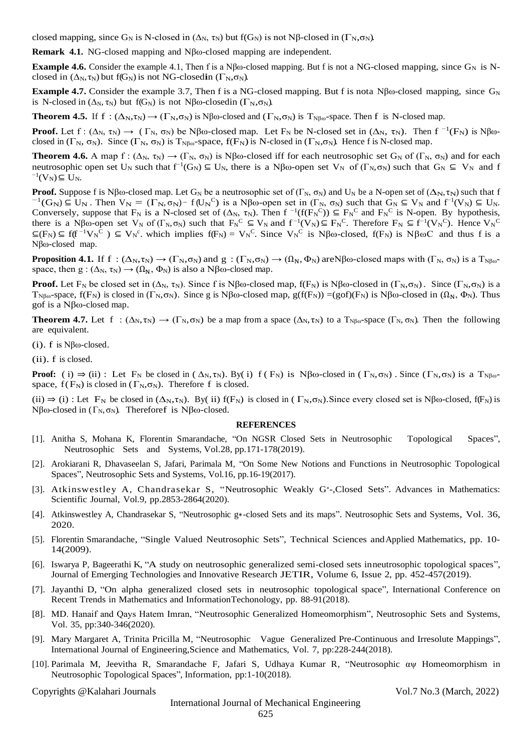closed mapping, since $G_N$ is N-closed in $(\Delta_N, \tau_N)$ but $f(G_N)$ is not Nβ-closed in $(\Gamma_N,\sigma_N)$.

**Remark 4.1.** NG-closed mapping and Nβω-closed mapping are independent.

**Example 4.6.** Consider the example 4.1, Then f is a Nβω-closed mapping. But f is not a NG-closed mapping, since $G_N$ is N-closed in $(\Delta_N,\tau_N)$ but $f(G_N)$ is not NG-closedin $(\Gamma_N,\sigma_N)$.

**Example 4.7.** Consider the example 3.7, Then f is a NG-closed mapping. But f is nota Nβω-closed mapping, since $G_N$ is N-closed in $(\Delta_N, \tau_N)$ but $f(G_N)$ is not Nβω-closedin $(\Gamma_N,\sigma_N)$.

**Theorem 4.5.** If $f : (\Delta_N,\tau_N) \rightarrow (\Gamma_N,\sigma_N)$ is Nβω-closed and $(\Gamma_N,\sigma_N)$ is $T_{N\beta\omega}$-space. Then f is N-closed map.

**Proof.** Let $f : (\Delta_N, \tau_N) \rightarrow (\Gamma_N, \sigma_N)$ be Nβω-closed map. Let $F_N$ be N-closed set in $(\Delta_N, \tau_N)$. Then $f^{-1}(F_N)$ is Nβω-closed in $(\Gamma_N, \sigma_N)$. Since $(\Gamma_N, \sigma_N)$ is $T_{N\beta\omega}$-space, $f(F_N)$ is N-closed in $(\Gamma_N,\sigma_N)$. Hence f is N-closed map.

**Theorem 4.6.** A map $f : (\Delta_N, \tau_N) \rightarrow (\Gamma_N, \sigma_N)$ is Nβω-closed iff for each neutrosophic set $G_N$ of $(\Gamma_N, \sigma_N)$ and for each neutrosophic open set $U_N$ such that $f^{-1}(G_N) \subseteq U_N$, there is a Nβω-open set $V_N$ of $(\Gamma_N,\sigma_N)$ such that $G_N \subseteq V_N$ and $f^{-1}(V_N) \subseteq U_N$.

**Proof.** Suppose f is Nβω-closed map. Let $G_N$ be a neutrosophic set of $(\Gamma_N, \sigma_N)$ and $U_N$ be a N-open set of $(\Delta_N,\tau_N)$ such that $f^{-1}(G_N) \subseteq U_N$. Then $V_N = (\Gamma_N, \sigma_N) - f(U_N{}^C)$ is a Nβω-open set in $(\Gamma_N, \sigma_N)$ such that $G_N \subseteq V_N$ and $f^{-1}(V_N) \subseteq U_N$. Conversely, suppose that $F_N$ is a N-closed set of $(\Delta_N, \tau_N)$. Then $f^{-1}(f(F_N{}^C)) \subseteq F_N{}^C$ and $F_N{}^C$ is N-open. By hypothesis, there is a Nβω-open set $V_N$ of $(\Gamma_N,\sigma_N)$ such that $F_N{}^C \subseteq V_N$ and $f^{-1}(V_N) \subseteq F_N{}^C$. Therefore $F_N \subseteq f^{-1}(V_N{}^C)$. Hence $V_N{}^C \subseteq (F_N) \subseteq f(f^{-1}V_N{}^C) \subseteq V_N{}^c$. which implies $f(F_N) = V_N{}^C$. Since $V_N{}^C$ is Nβω-closed, $f(F_N)$ is NβωC and thus f is a Nβω-closed map.

**Proposition 4.1.** If $f : (\Delta_N,\tau_N) \rightarrow (\Gamma_N,\sigma_N)$ and $g : (\Gamma_N,\sigma_N) \rightarrow (\Omega_N, \Phi_N)$ areNβω-closed maps with $(\Gamma_N, \sigma_N)$ is a $T_{N\beta\omega}$-space, then $g : (\Delta_N, \tau_N) \rightarrow (\Omega_N, \Phi_N)$ is also a Nβω-closed map.

**Proof.** Let $F_N$ be closed set in $(\Delta_N, \tau_N)$. Since f is Nβω-closed map, $f(F_N)$ is Nβω-closed in $(\Gamma_N,\sigma_N)$. Since $(\Gamma_N,\sigma_N)$ is a $T_{N\beta\omega}$-space, $f(F_N)$ is closed in $(\Gamma_N,\sigma_N)$. Since g is Nβω-closed map, $g(f(F_N)) = (gof)(F_N)$ is Nβω-closed in $(\Omega_N, \Phi_N)$. Thus gof is a Nβω-closed map.

**Theorem 4.7.** Let $f : (\Delta_N,\tau_N) \rightarrow (\Gamma_N,\sigma_N)$ be a map from a space $(\Delta_N,\tau_N)$ to a $T_{N\beta\omega}$-space $(\Gamma_N, \sigma_N)$. Then the following are equivalent.

(i). f is Nβω-closed.

(ii). f is closed.

**Proof:** (i) $\Rightarrow$ (ii) : Let $F_N$ be closed in $(\Delta_N,\tau_N)$. By(i) $f(F_N)$ is Nβω-closed in $(\Gamma_N,\sigma_N)$. Since $(\Gamma_N,\sigma_N)$ is a $T_{N\beta\omega}$-space, $f(F_N)$ is closed in $(\Gamma_N,\sigma_N)$. Therefore f is closed.

(ii) $\Rightarrow$ (i) : Let $F_N$ be closed in $(\Delta_N,\tau_N)$. By(ii) $f(F_N)$ is closed in $(\Gamma_N,\sigma_N)$.Since every closed set is Nβω-closed, $f(F_N)$ is Nβω-closed in $(\Gamma_N, \sigma_N)$. Thereforef is Nβω-closed.

## REFERENCES

[1]. Anitha S, Mohana K, Florentin Smarandache, "On NGSR Closed Sets in Neutrosophic Topological Spaces", Neutrosophic Sets and Systems, Vol.28, pp.171-178(2019).

[2]. Arokiarani R, Dhavaseelan S, Jafari, Parimala M, "On Some New Notions and Functions in Neutrosophic Topological Spaces", Neutrosophic Sets and Systems, Vol.16, pp.16-19(2017).

[3]. Atkinswestley A, Chandrasekar S, "Neutrosophic Weakly G*-,Closed Sets". Advances in Mathematics: Scientific Journal, Vol.9, pp.2853-2864(2020).

[4]. Atkinswestley A, Chandrasekar S, "Neutrosophic g∗-closed Sets and its maps". Neutrosophic Sets and Systems, Vol. 36, 2020.

[5]. Florentin Smarandache, "Single Valued Neutrosophic Sets", Technical Sciences andApplied Mathematics, pp. 10-14(2009).

[6]. Iswarya P, Bageerathi K, "A study on neutrosophic generalized semi-closed sets inneutrosophic topological spaces", Journal of Emerging Technologies and Innovative Research JETIR, Volume 6, Issue 2, pp. 452-457(2019).

[7]. Jayanthi D, "On alpha generalized closed sets in neutrosophic topological space", International Conference on Recent Trends in Mathematics and InformationTechonology, pp. 88-91(2018).

[8]. MD. Hanaif and Qays Hatem Imran, "Neutrosophic Generalized Homeomorphism", Neutrosophic Sets and Systems, Vol. 35, pp:340-346(2020).

[9]. Mary Margaret A, Trinita Pricilla M, "Neutrosophic Vague Generalized Pre-Continuous and Irresolute Mappings", International Journal of Engineering,Science and Mathematics, Vol. 7, pp:228-244(2018).

[10]. Parimala M, Jeevitha R, Smarandache F, Jafari S, Udhaya Kumar R, "Neutrosophic αψ Homeomorphism in Neutrosophic Topological Spaces", Information, pp:1-10(2018).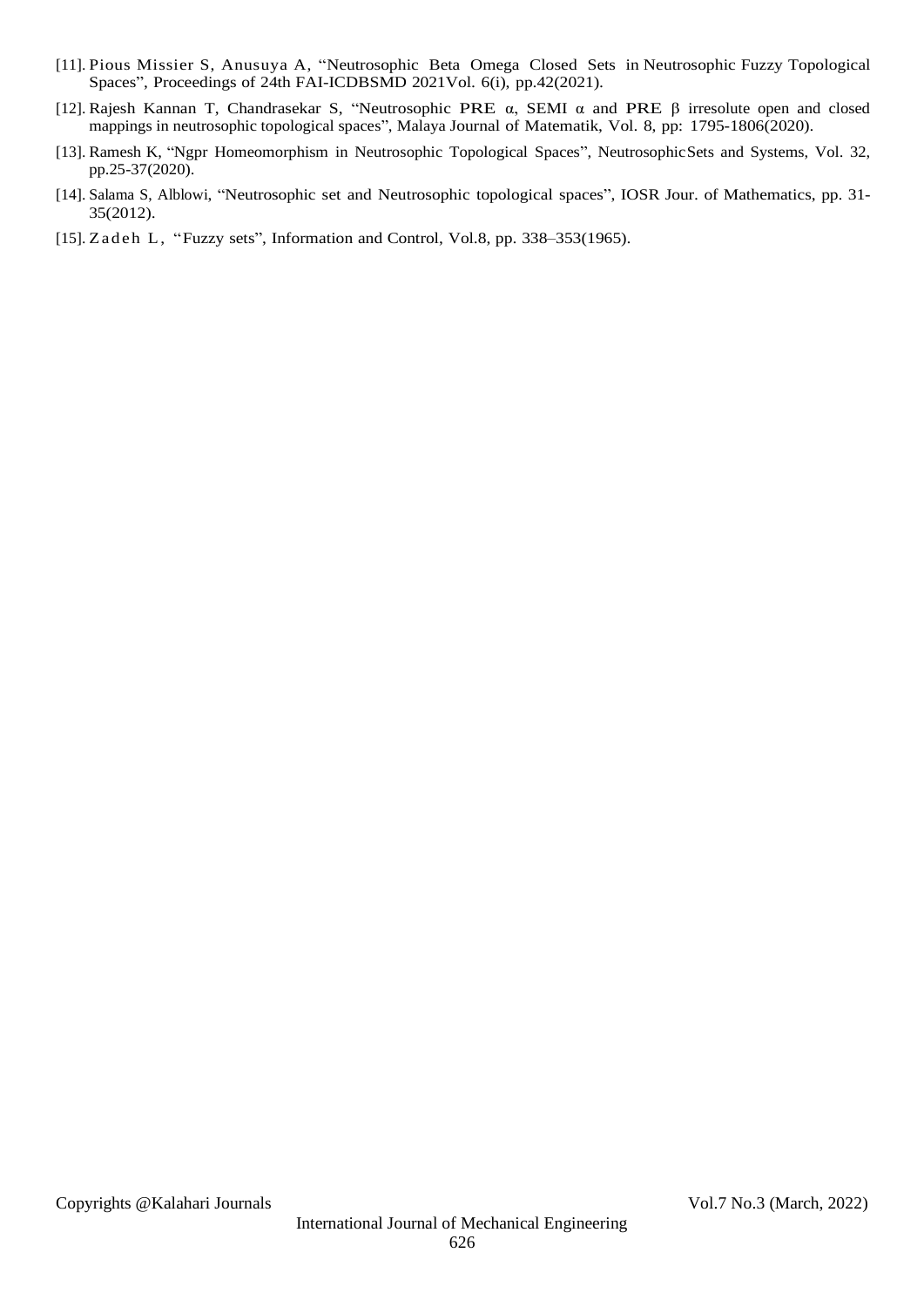[11]. Pious Missier S, Anusuya A, "Neutrosophic Beta Omega Closed Sets in Neutrosophic Fuzzy Topological Spaces", Proceedings of 24th FAI-ICDBSMD 2021Vol. 6(i), pp.42(2021).

[12]. Rajesh Kannan T, Chandrasekar S, "Neutrosophic PRE α, SEMI α and PRE β irresolute open and closed mappings in neutrosophic topological spaces", Malaya Journal of Matematik, Vol. 8, pp: 1795-1806(2020).

[13]. Ramesh K, "Ngpr Homeomorphism in Neutrosophic Topological Spaces", NeutrosophicSets and Systems, Vol. 32, pp.25-37(2020).

[14]. Salama S, Alblowi, "Neutrosophic set and Neutrosophic topological spaces", IOSR Jour. of Mathematics, pp. 31-35(2012).

[15]. Zadeh L, "Fuzzy sets", Information and Control, Vol.8, pp. 338–353(1965).